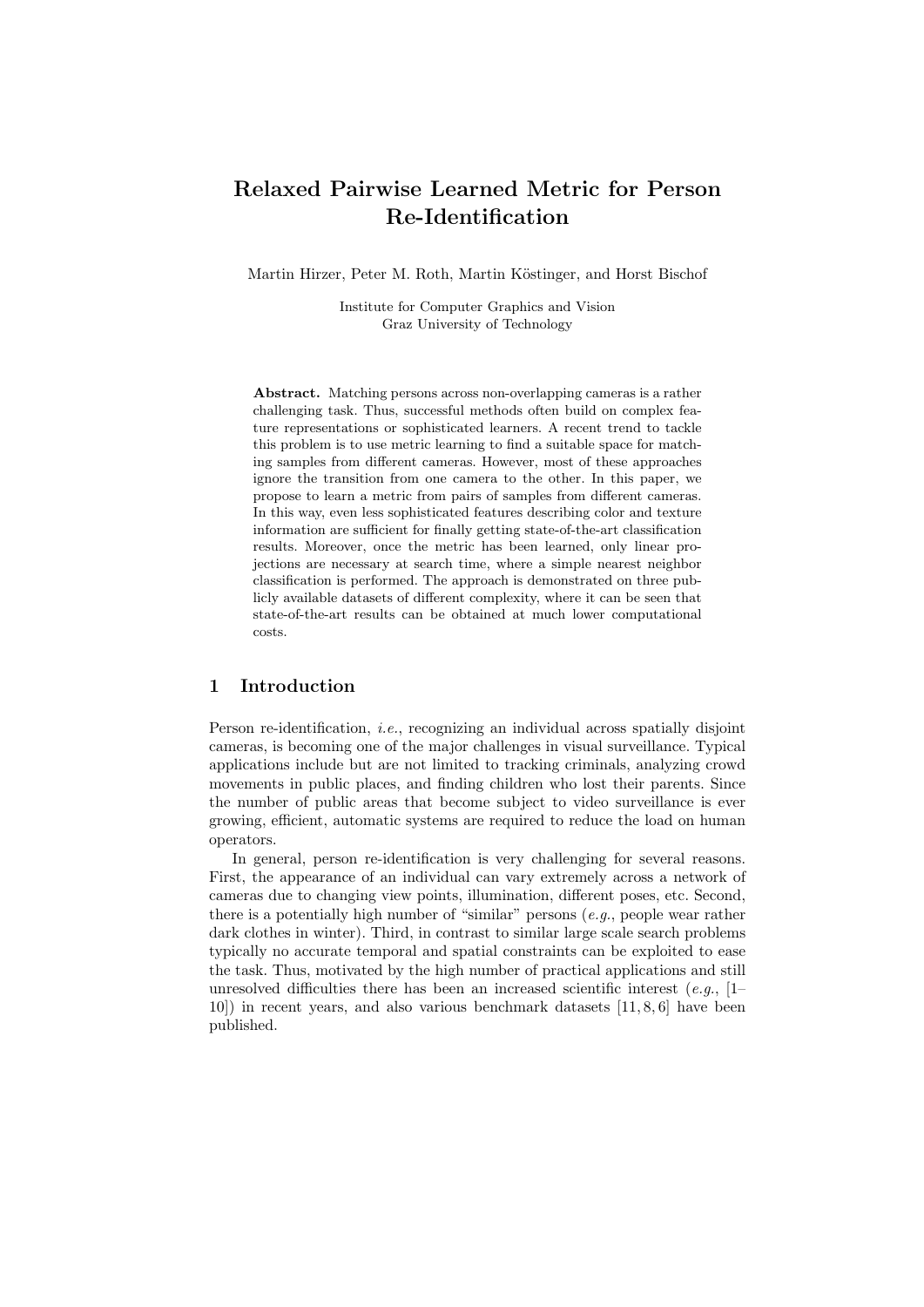# Relaxed Pairwise Learned Metric for Person Re-Identification

Martin Hirzer, Peter M. Roth, Martin Köstinger, and Horst Bischof

Institute for Computer Graphics and Vision
Graz University of Technology

**Abstract.** Matching persons across non-overlapping cameras is a rather challenging task. Thus, successful methods often build on complex feature representations or sophisticated learners. A recent trend to tackle this problem is to use metric learning to find a suitable space for matching samples from different cameras. However, most of these approaches ignore the transition from one camera to the other. In this paper, we propose to learn a metric from pairs of samples from different cameras. In this way, even less sophisticated features describing color and texture information are sufficient for finally getting state-of-the-art classification results. Moreover, once the metric has been learned, only linear projections are necessary at search time, where a simple nearest neighbor classification is performed. The approach is demonstrated on three publicly available datasets of different complexity, where it can be seen that state-of-the-art results can be obtained at much lower computational costs.

## 1 Introduction

Person re-identification, *i.e.*, recognizing an individual across spatially disjoint cameras, is becoming one of the major challenges in visual surveillance. Typical applications include but are not limited to tracking criminals, analyzing crowd movements in public places, and finding children who lost their parents. Since the number of public areas that become subject to video surveillance is ever growing, efficient, automatic systems are required to reduce the load on human operators.

In general, person re-identification is very challenging for several reasons. First, the appearance of an individual can vary extremely across a network of cameras due to changing view points, illumination, different poses, etc. Second, there is a potentially high number of "similar" persons (*e.g.*, people wear rather dark clothes in winter). Third, in contrast to similar large scale search problems typically no accurate temporal and spatial constraints can be exploited to ease the task. Thus, motivated by the high number of practical applications and still unresolved difficulties there has been an increased scientific interest (*e.g.*, [1–10]) in recent years, and also various benchmark datasets [11, 8, 6] have been published.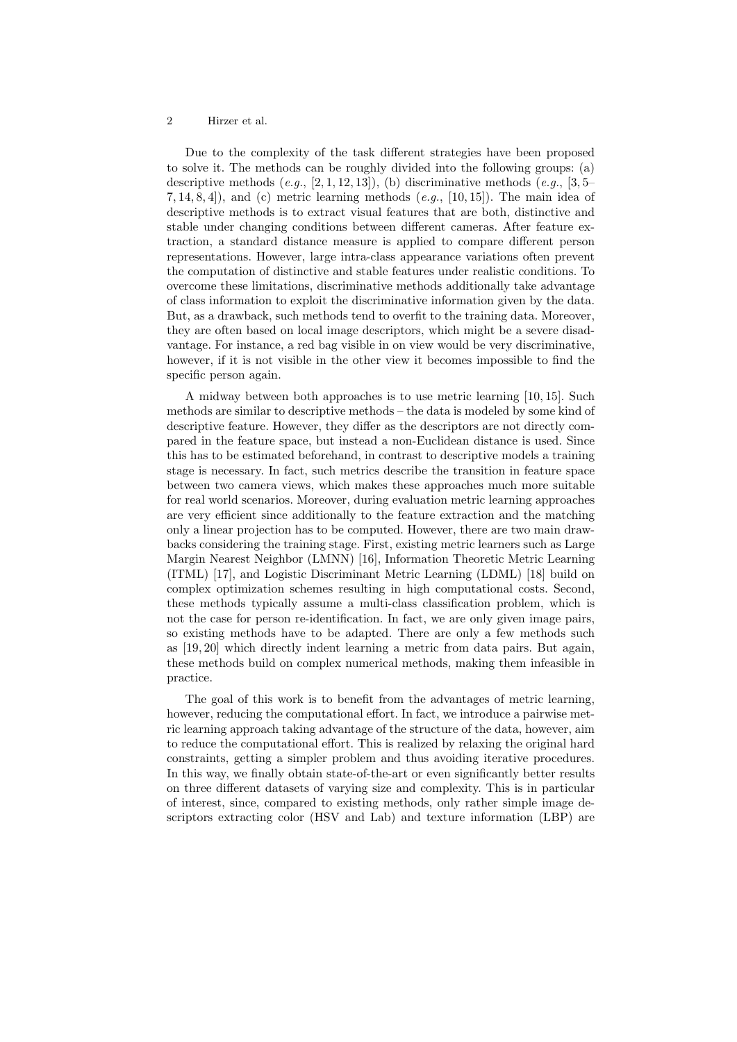Due to the complexity of the task different strategies have been proposed to solve it. The methods can be roughly divided into the following groups: (a) descriptive methods (*e.g.*, [2, 1, 12, 13]), (b) discriminative methods (*e.g.*, [3, 5–7, 14, 8, 4]), and (c) metric learning methods (*e.g.*, [10, 15]). The main idea of descriptive methods is to extract visual features that are both, distinctive and stable under changing conditions between different cameras. After feature extraction, a standard distance measure is applied to compare different person representations. However, large intra-class appearance variations often prevent the computation of distinctive and stable features under realistic conditions. To overcome these limitations, discriminative methods additionally take advantage of class information to exploit the discriminative information given by the data. But, as a drawback, such methods tend to overfit to the training data. Moreover, they are often based on local image descriptors, which might be a severe disadvantage. For instance, a red bag visible in on view would be very discriminative, however, if it is not visible in the other view it becomes impossible to find the specific person again.

A midway between both approaches is to use metric learning [10, 15]. Such methods are similar to descriptive methods – the data is modeled by some kind of descriptive feature. However, they differ as the descriptors are not directly compared in the feature space, but instead a non-Euclidean distance is used. Since this has to be estimated beforehand, in contrast to descriptive models a training stage is necessary. In fact, such metrics describe the transition in feature space between two camera views, which makes these approaches much more suitable for real world scenarios. Moreover, during evaluation metric learning approaches are very efficient since additionally to the feature extraction and the matching only a linear projection has to be computed. However, there are two main drawbacks considering the training stage. First, existing metric learners such as Large Margin Nearest Neighbor (LMNN) [16], Information Theoretic Metric Learning (ITML) [17], and Logistic Discriminant Metric Learning (LDML) [18] build on complex optimization schemes resulting in high computational costs. Second, these methods typically assume a multi-class classification problem, which is not the case for person re-identification. In fact, we are only given image pairs, so existing methods have to be adapted. There are only a few methods such as [19, 20] which directly indent learning a metric from data pairs. But again, these methods build on complex numerical methods, making them infeasible in practice.

The goal of this work is to benefit from the advantages of metric learning, however, reducing the computational effort. In fact, we introduce a pairwise metric learning approach taking advantage of the structure of the data, however, aim to reduce the computational effort. This is realized by relaxing the original hard constraints, getting a simpler problem and thus avoiding iterative procedures. In this way, we finally obtain state-of-the-art or even significantly better results on three different datasets of varying size and complexity. This is in particular of interest, since, compared to existing methods, only rather simple image descriptors extracting color (HSV and Lab) and texture information (LBP) are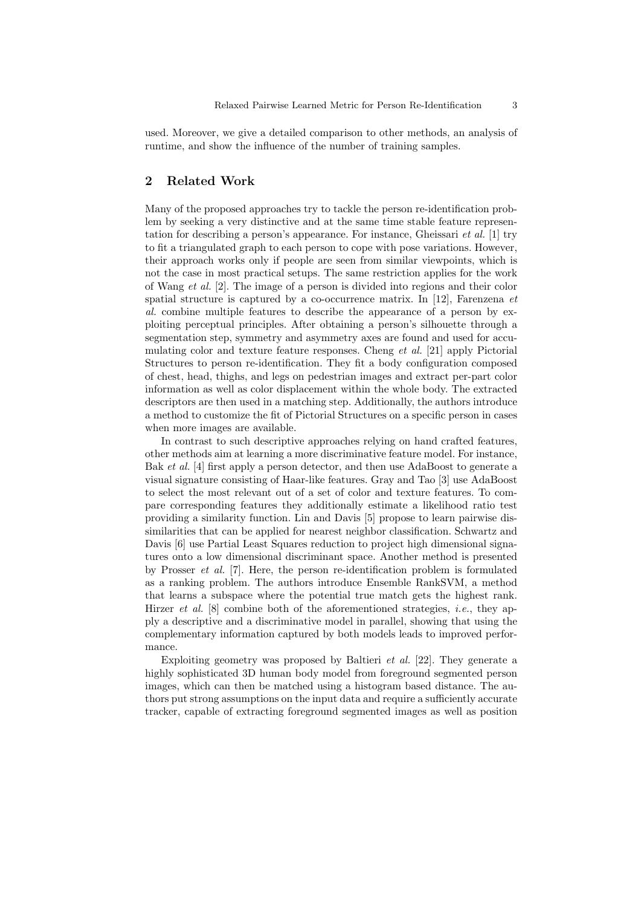used. Moreover, we give a detailed comparison to other methods, an analysis of runtime, and show the influence of the number of training samples.

## 2 Related Work

Many of the proposed approaches try to tackle the person re-identification problem by seeking a very distinctive and at the same time stable feature representation for describing a person's appearance. For instance, Gheissari *et al.* [1] try to fit a triangulated graph to each person to cope with pose variations. However, their approach works only if people are seen from similar viewpoints, which is not the case in most practical setups. The same restriction applies for the work of Wang *et al.* [2]. The image of a person is divided into regions and their color spatial structure is captured by a co-occurrence matrix. In [12], Farenzena *et al.* combine multiple features to describe the appearance of a person by exploiting perceptual principles. After obtaining a person's silhouette through a segmentation step, symmetry and asymmetry axes are found and used for accumulating color and texture feature responses. Cheng *et al.* [21] apply Pictorial Structures to person re-identification. They fit a body configuration composed of chest, head, thighs, and legs on pedestrian images and extract per-part color information as well as color displacement within the whole body. The extracted descriptors are then used in a matching step. Additionally, the authors introduce a method to customize the fit of Pictorial Structures on a specific person in cases when more images are available.

In contrast to such descriptive approaches relying on hand crafted features, other methods aim at learning a more discriminative feature model. For instance, Bak *et al.* [4] first apply a person detector, and then use AdaBoost to generate a visual signature consisting of Haar-like features. Gray and Tao [3] use AdaBoost to select the most relevant out of a set of color and texture features. To compare corresponding features they additionally estimate a likelihood ratio test providing a similarity function. Lin and Davis [5] propose to learn pairwise dissimilarities that can be applied for nearest neighbor classification. Schwartz and Davis [6] use Partial Least Squares reduction to project high dimensional signatures onto a low dimensional discriminant space. Another method is presented by Prosser *et al.* [7]. Here, the person re-identification problem is formulated as a ranking problem. The authors introduce Ensemble RankSVM, a method that learns a subspace where the potential true match gets the highest rank. Hirzer *et al.* [8] combine both of the aforementioned strategies, *i.e.*, they apply a descriptive and a discriminative model in parallel, showing that using the complementary information captured by both models leads to improved performance.

Exploiting geometry was proposed by Baltieri *et al.* [22]. They generate a highly sophisticated 3D human body model from foreground segmented person images, which can then be matched using a histogram based distance. The authors put strong assumptions on the input data and require a sufficiently accurate tracker, capable of extracting foreground segmented images as well as position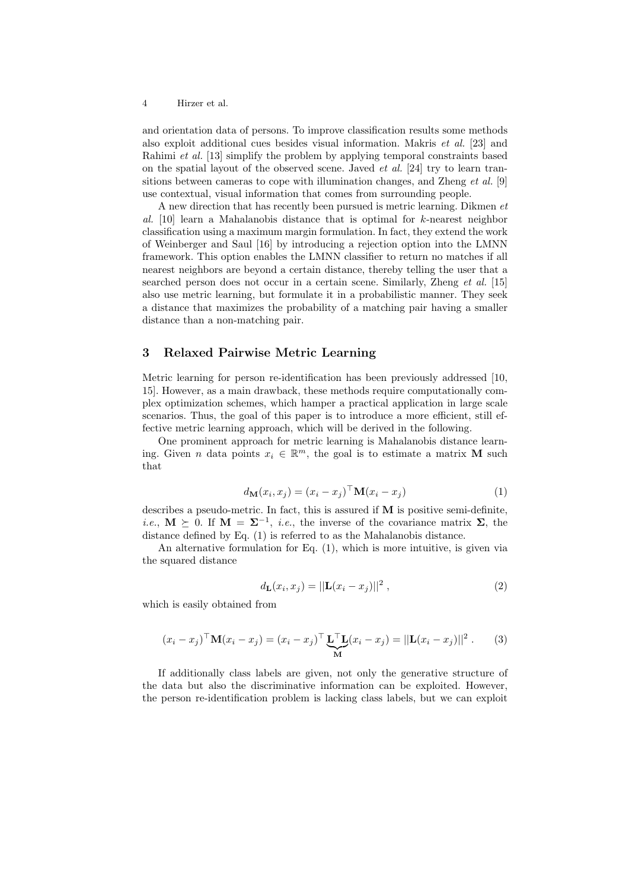and orientation data of persons. To improve classification results some methods also exploit additional cues besides visual information. Makris *et al.* [23] and Rahimi *et al.* [13] simplify the problem by applying temporal constraints based on the spatial layout of the observed scene. Javed *et al.* [24] try to learn transitions between cameras to cope with illumination changes, and Zheng *et al.* [9] use contextual, visual information that comes from surrounding people.

A new direction that has recently been pursued is metric learning. Dikmen *et al.* [10] learn a Mahalanobis distance that is optimal for $k$-nearest neighbor classification using a maximum margin formulation. In fact, they extend the work of Weinberger and Saul [16] by introducing a rejection option into the LMNN framework. This option enables the LMNN classifier to return no matches if all nearest neighbors are beyond a certain distance, thereby telling the user that a searched person does not occur in a certain scene. Similarly, Zheng *et al.* [15] also use metric learning, but formulate it in a probabilistic manner. They seek a distance that maximizes the probability of a matching pair having a smaller distance than a non-matching pair.

## 3 Relaxed Pairwise Metric Learning

Metric learning for person re-identification has been previously addressed [10, 15]. However, as a main drawback, these methods require computationally complex optimization schemes, which hamper a practical application in large scale scenarios. Thus, the goal of this paper is to introduce a more efficient, still effective metric learning approach, which will be derived in the following.

One prominent approach for metric learning is Mahalanobis distance learning. Given $n$ data points $x_i \in \mathbb{R}^m$, the goal is to estimate a matrix $\mathbf{M}$ such that

$$d_{\mathbf{M}}(x_i, x_j) = (x_i - x_j)^\top \mathbf{M} (x_i - x_j) \tag{1}$$

describes a pseudo-metric. In fact, this is assured if $\mathbf{M}$ is positive semi-definite, *i.e.*, $\mathbf{M} \succeq 0$. If $\mathbf{M} = \mathbf{\Sigma}^{-1}$, *i.e.*, the inverse of the covariance matrix $\mathbf{\Sigma}$, the distance defined by Eq. (1) is referred to as the Mahalanobis distance.

An alternative formulation for Eq. (1), which is more intuitive, is given via the squared distance

$$d_{\mathbf{L}}(x_i, x_j) = ||\mathbf{L}(x_i - x_j)||^2 \,, \tag{2}$$

which is easily obtained from

$$(x_i - x_j)^\top \mathbf{M} (x_i - x_j) = (x_i - x_j)^\top \underbrace{\mathbf{L}^\top \mathbf{L}}_{\mathbf{M}} (x_i - x_j) = ||\mathbf{L}(x_i - x_j)||^2 \,. \tag{3}$$

If additionally class labels are given, not only the generative structure of the data but also the discriminative information can be exploited. However, the person re-identification problem is lacking class labels, but we can exploit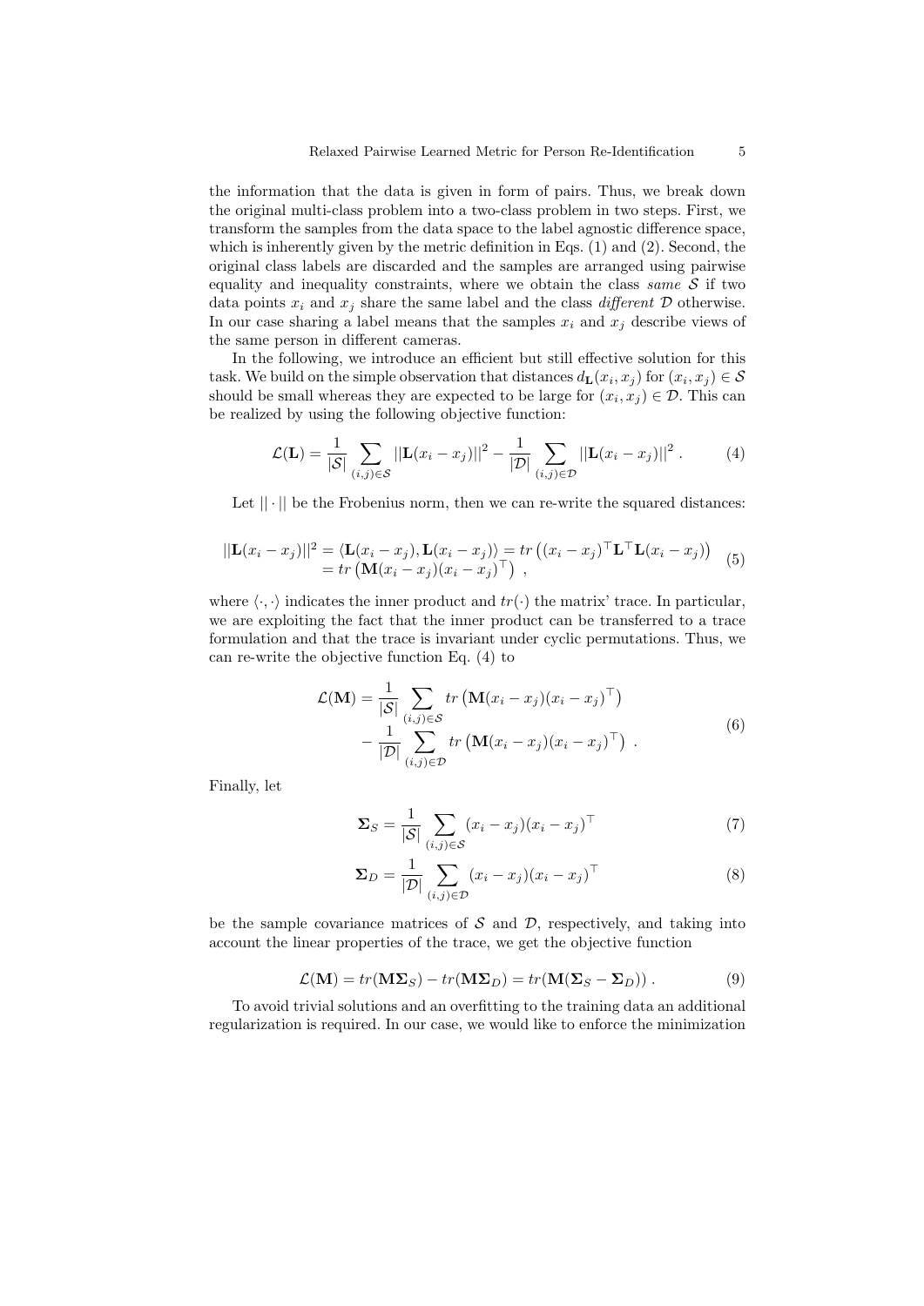the information that the data is given in form of pairs. Thus, we break down the original multi-class problem into a two-class problem in two steps. First, we transform the samples from the data space to the label agnostic difference space, which is inherently given by the metric definition in Eqs. (1) and (2). Second, the original class labels are discarded and the samples are arranged using pairwise equality and inequality constraints, where we obtain the class *same* $\mathcal{S}$ if two data points $x_i$ and $x_j$ share the same label and the class *different* $\mathcal{D}$ otherwise. In our case sharing a label means that the samples $x_i$ and $x_j$ describe views of the same person in different cameras.

In the following, we introduce an efficient but still effective solution for this task. We build on the simple observation that distances $d_{\mathbf{L}}(x_i, x_j)$ for $(x_i, x_j) \in \mathcal{S}$ should be small whereas they are expected to be large for $(x_i, x_j) \in \mathcal{D}$. This can be realized by using the following objective function:

$$\mathcal{L}(\mathbf{L}) = \frac{1}{|\mathcal{S}|} \sum_{(i,j) \in \mathcal{S}} ||\mathbf{L}(x_i - x_j)||^2 - \frac{1}{|\mathcal{D}|} \sum_{(i,j) \in \mathcal{D}} ||\mathbf{L}(x_i - x_j)||^2 \,. \tag{4}$$

Let $|| \cdot ||$ be the Frobenius norm, then we can re-write the squared distances:

$$\begin{aligned} ||\mathbf{L}(x_i - x_j)||^2 &= \langle \mathbf{L}(x_i - x_j), \mathbf{L}(x_i - x_j) \rangle = tr\left((x_i - x_j)^\top \mathbf{L}^\top \mathbf{L}(x_i - x_j)\right) \\ &= tr\left(\mathbf{M}(x_i - x_j)(x_i - x_j)^\top\right) \,, \end{aligned} \tag{5}$$

where $\langle \cdot, \cdot \rangle$ indicates the inner product and $tr(\cdot)$ the matrix' trace. In particular, we are exploiting the fact that the inner product can be transferred to a trace formulation and that the trace is invariant under cyclic permutations. Thus, we can re-write the objective function Eq. (4) to

$$\begin{aligned} \mathcal{L}(\mathbf{M}) = &\frac{1}{|\mathcal{S}|} \sum_{(i,j) \in \mathcal{S}} tr\left(\mathbf{M}(x_i - x_j)(x_i - x_j)^\top\right) \\ &- \frac{1}{|\mathcal{D}|} \sum_{(i,j) \in \mathcal{D}} tr\left(\mathbf{M}(x_i - x_j)(x_i - x_j)^\top\right) \,. \end{aligned} \tag{6}$$

Finally, let

$$\mathbf{\Sigma}_S = \frac{1}{|\mathcal{S}|} \sum_{(i,j) \in \mathcal{S}} (x_i - x_j)(x_i - x_j)^\top \tag{7}$$

$$\mathbf{\Sigma}_D = \frac{1}{|\mathcal{D}|} \sum_{(i,j) \in \mathcal{D}} (x_i - x_j)(x_i - x_j)^\top \tag{8}$$

be the sample covariance matrices of $\mathcal{S}$ and $\mathcal{D}$, respectively, and taking into account the linear properties of the trace, we get the objective function

$$\mathcal{L}(\mathbf{M}) = tr(\mathbf{M}\mathbf{\Sigma}_S) - tr(\mathbf{M}\mathbf{\Sigma}_D) = tr(\mathbf{M}(\mathbf{\Sigma}_S - \mathbf{\Sigma}_D)) \,. \tag{9}$$

To avoid trivial solutions and an overfitting to the training data an additional regularization is required. In our case, we would like to enforce the minimization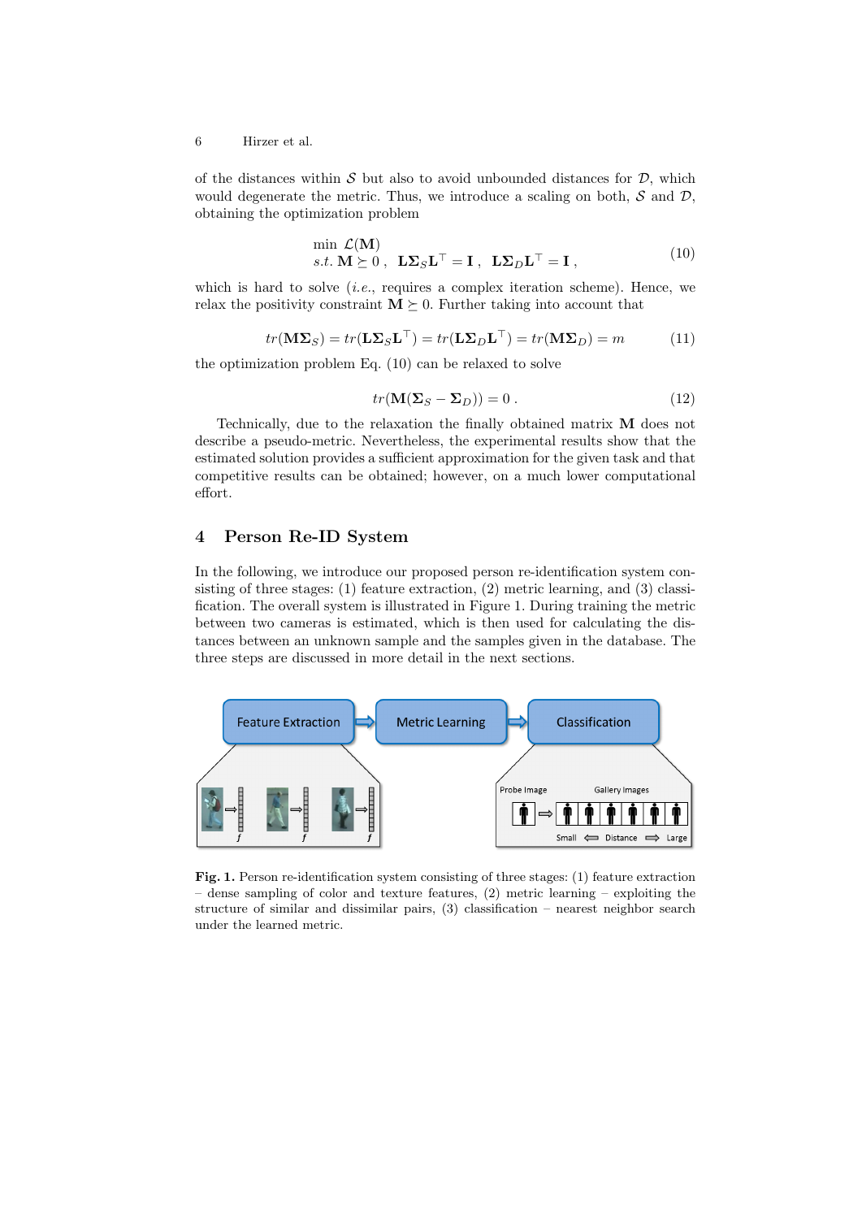of the distances within $\mathcal{S}$ but also to avoid unbounded distances for $\mathcal{D}$, which would degenerate the metric. Thus, we introduce a scaling on both, $\mathcal{S}$ and $\mathcal{D}$, obtaining the optimization problem

$$
\begin{aligned}
&\min\ \mathcal{L}(\mathbf{M}) \\
&s.t.\ \mathbf{M} \succeq 0\,,\ \ \mathbf{L}\mathbf{\Sigma}_S\mathbf{L}^\top = \mathbf{I}\,,\ \ \mathbf{L}\mathbf{\Sigma}_D\mathbf{L}^\top = \mathbf{I}\,,
\end{aligned}
\tag{10}
$$

which is hard to solve (*i.e.*, requires a complex iteration scheme). Hence, we relax the positivity constraint $\mathbf{M} \succeq 0$. Further taking into account that

$$
tr(\mathbf{M}\mathbf{\Sigma}_S) = tr(\mathbf{L}\mathbf{\Sigma}_S\mathbf{L}^\top) = tr(\mathbf{L}\mathbf{\Sigma}_D\mathbf{L}^\top) = tr(\mathbf{M}\mathbf{\Sigma}_D) = m \tag{11}
$$

the optimization problem Eq. (10) can be relaxed to solve

$$
tr(\mathbf{M}(\mathbf{\Sigma}_S - \mathbf{\Sigma}_D)) = 0\,. \tag{12}
$$

Technically, due to the relaxation the finally obtained matrix $\mathbf{M}$ does not describe a pseudo-metric. Nevertheless, the experimental results show that the estimated solution provides a sufficient approximation for the given task and that competitive results can be obtained; however, on a much lower computational effort.

## 4 Person Re-ID System

In the following, we introduce our proposed person re-identification system consisting of three stages: (1) feature extraction, (2) metric learning, and (3) classification. The overall system is illustrated in Figure 1. During training the metric between two cameras is estimated, which is then used for calculating the distances between an unknown sample and the samples given in the database. The three steps are discussed in more detail in the next sections.

**Fig. 1.** Person re-identification system consisting of three stages: (1) feature extraction – dense sampling of color and texture features, (2) metric learning – exploiting the structure of similar and dissimilar pairs, (3) classification – nearest neighbor search under the learned metric.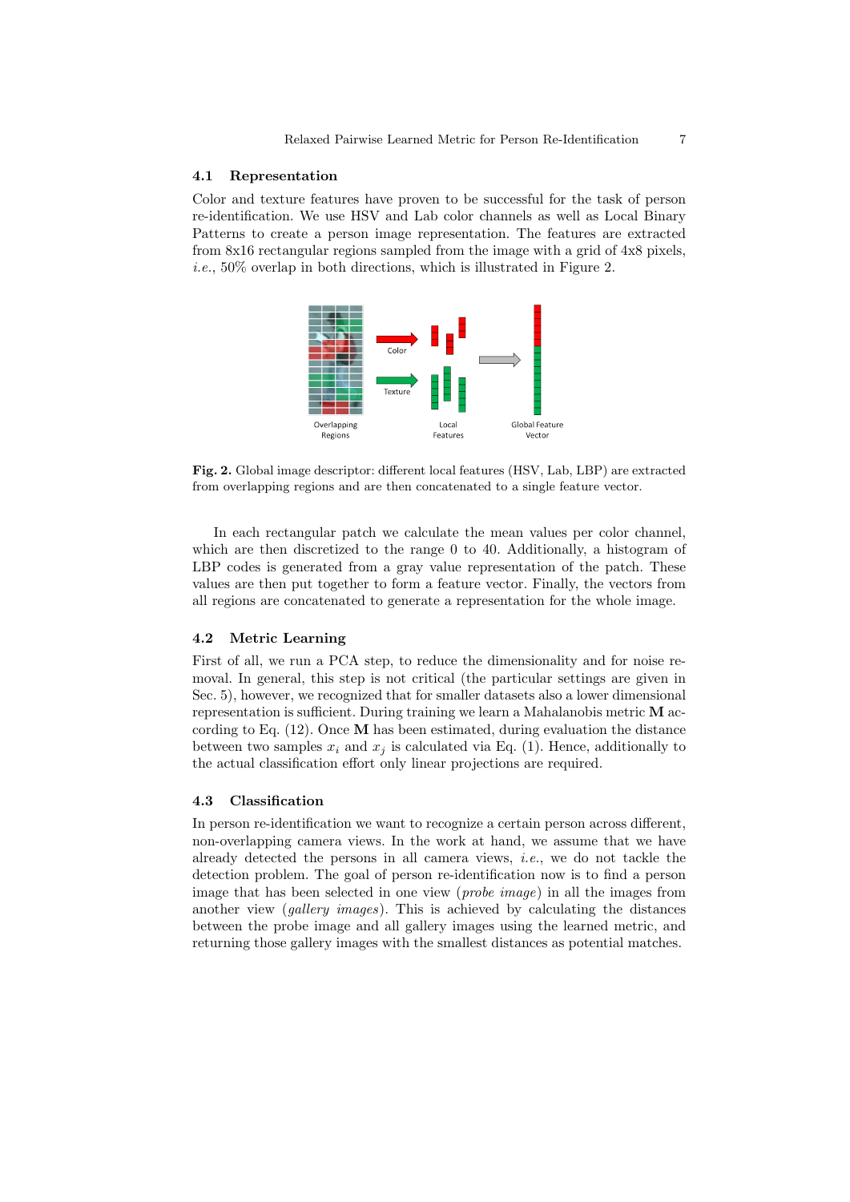### 4.1 Representation

Color and texture features have proven to be successful for the task of person re-identification. We use HSV and Lab color channels as well as Local Binary Patterns to create a person image representation. The features are extracted from 8x16 rectangular regions sampled from the image with a grid of 4x8 pixels, *i.e.*, 50% overlap in both directions, which is illustrated in Figure 2.

**Fig. 2.** Global image descriptor: different local features (HSV, Lab, LBP) are extracted from overlapping regions and are then concatenated to a single feature vector.

In each rectangular patch we calculate the mean values per color channel, which are then discretized to the range 0 to 40. Additionally, a histogram of LBP codes is generated from a gray value representation of the patch. These values are then put together to form a feature vector. Finally, the vectors from all regions are concatenated to generate a representation for the whole image.

### 4.2 Metric Learning

First of all, we run a PCA step, to reduce the dimensionality and for noise removal. In general, this step is not critical (the particular settings are given in Sec. 5), however, we recognized that for smaller datasets also a lower dimensional representation is sufficient. During training we learn a Mahalanobis metric $\mathbf{M}$ according to Eq. (12). Once $\mathbf{M}$ has been estimated, during evaluation the distance between two samples $x_i$ and $x_j$ is calculated via Eq. (1). Hence, additionally to the actual classification effort only linear projections are required.

### 4.3 Classification

In person re-identification we want to recognize a certain person across different, non-overlapping camera views. In the work at hand, we assume that we have already detected the persons in all camera views, *i.e.*, we do not tackle the detection problem. The goal of person re-identification now is to find a person image that has been selected in one view (*probe image*) in all the images from another view (*gallery images*). This is achieved by calculating the distances between the probe image and all gallery images using the learned metric, and returning those gallery images with the smallest distances as potential matches.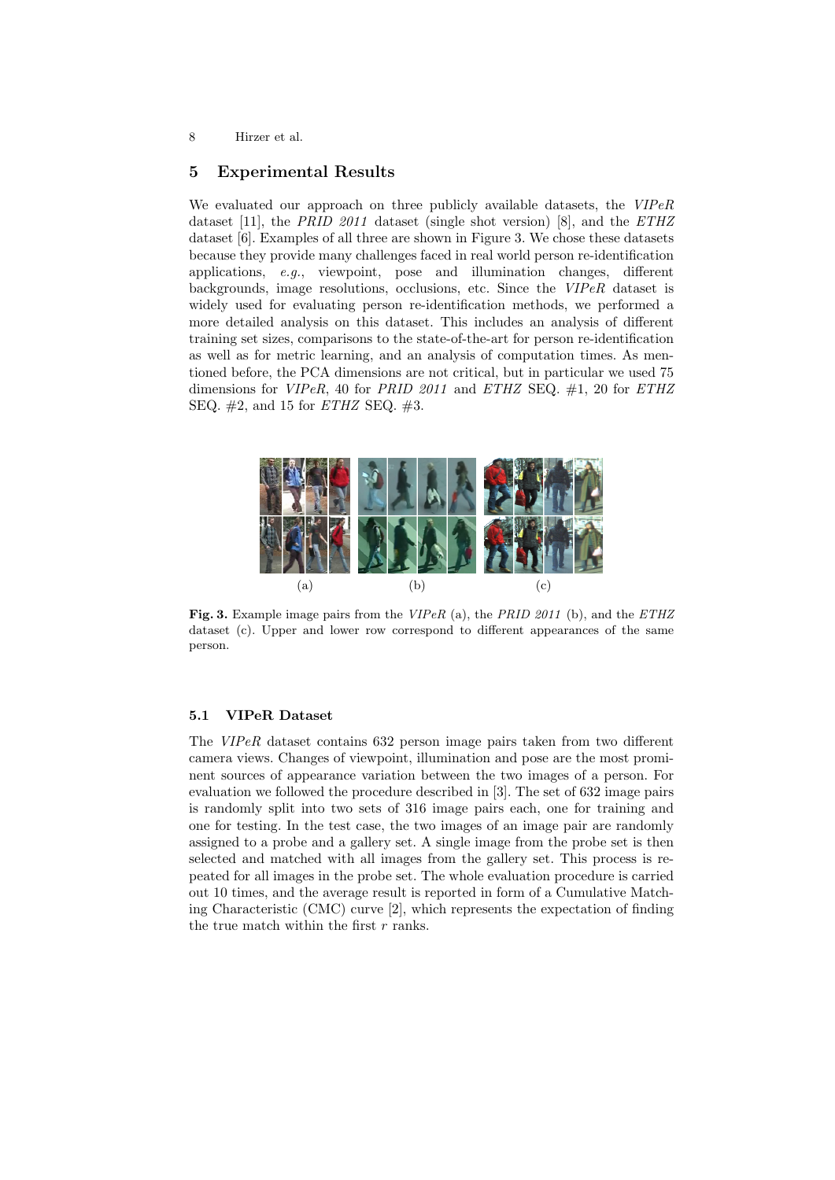## 5 Experimental Results

We evaluated our approach on three publicly available datasets, the *VIPeR* dataset [11], the *PRID 2011* dataset (single shot version) [8], and the *ETHZ* dataset [6]. Examples of all three are shown in Figure 3. We chose these datasets because they provide many challenges faced in real world person re-identification applications, *e.g.*, viewpoint, pose and illumination changes, different backgrounds, image resolutions, occlusions, etc. Since the *VIPeR* dataset is widely used for evaluating person re-identification methods, we performed a more detailed analysis on this dataset. This includes an analysis of different training set sizes, comparisons to the state-of-the-art for person re-identification as well as for metric learning, and an analysis of computation times. As mentioned before, the PCA dimensions are not critical, but in particular we used 75 dimensions for *VIPeR*, 40 for *PRID 2011* and *ETHZ* SEQ. #1, 20 for *ETHZ* SEQ. #2, and 15 for *ETHZ* SEQ. #3.

(a) (b) (c)

**Fig. 3.** Example image pairs from the *VIPeR* (a), the *PRID 2011* (b), and the *ETHZ* dataset (c). Upper and lower row correspond to different appearances of the same person.

### 5.1 VIPeR Dataset

The *VIPeR* dataset contains 632 person image pairs taken from two different camera views. Changes of viewpoint, illumination and pose are the most prominent sources of appearance variation between the two images of a person. For evaluation we followed the procedure described in [3]. The set of 632 image pairs is randomly split into two sets of 316 image pairs each, one for training and one for testing. In the test case, the two images of an image pair are randomly assigned to a probe and a gallery set. A single image from the probe set is then selected and matched with all images from the gallery set. This process is repeated for all images in the probe set. The whole evaluation procedure is carried out 10 times, and the average result is reported in form of a Cumulative Matching Characteristic (CMC) curve [2], which represents the expectation of finding the true match within the first $r$ ranks.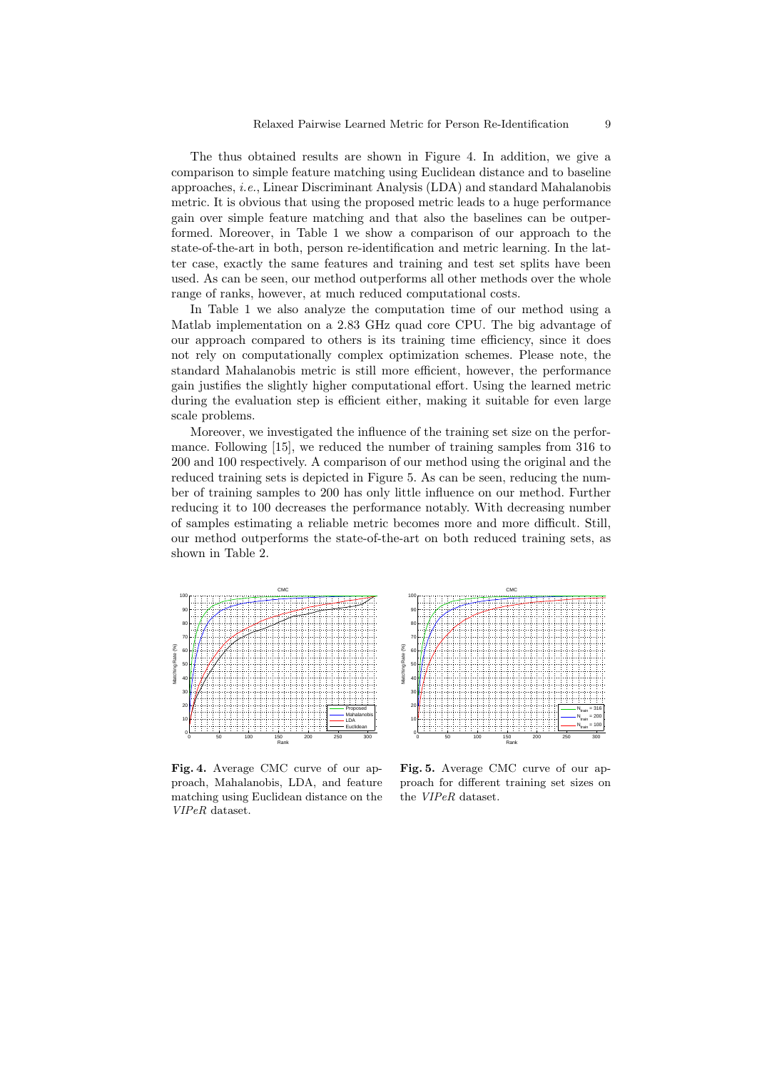The thus obtained results are shown in Figure 4. In addition, we give a comparison to simple feature matching using Euclidean distance and to baseline approaches, *i.e.*, Linear Discriminant Analysis (LDA) and standard Mahalanobis metric. It is obvious that using the proposed metric leads to a huge performance gain over simple feature matching and that also the baselines can be outperformed. Moreover, in Table 1 we show a comparison of our approach to the state-of-the-art in both, person re-identification and metric learning. In the latter case, exactly the same features and training and test set splits have been used. As can be seen, our method outperforms all other methods over the whole range of ranks, however, at much reduced computational costs.

In Table 1 we also analyze the computation time of our method using a Matlab implementation on a 2.83 GHz quad core CPU. The big advantage of our approach compared to others is its training time efficiency, since it does not rely on computationally complex optimization schemes. Please note, the standard Mahalanobis metric is still more efficient, however, the performance gain justifies the slightly higher computational effort. Using the learned metric during the evaluation step is efficient either, making it suitable for even large scale problems.

Moreover, we investigated the influence of the training set size on the performance. Following [15], we reduced the number of training samples from 316 to 200 and 100 respectively. A comparison of our method using the original and the reduced training sets is depicted in Figure 5. As can be seen, reducing the number of training samples to 200 has only little influence on our method. Further reducing it to 100 decreases the performance notably. With decreasing number of samples estimating a reliable metric becomes more and more difficult. Still, our method outperforms the state-of-the-art on both reduced training sets, as shown in Table 2.

**Fig. 4.** Average CMC curve of our approach, Mahalanobis, LDA, and feature matching using Euclidean distance on the *VIPeR* dataset.

**Fig. 5.** Average CMC curve of our approach for different training set sizes on the *VIPeR* dataset.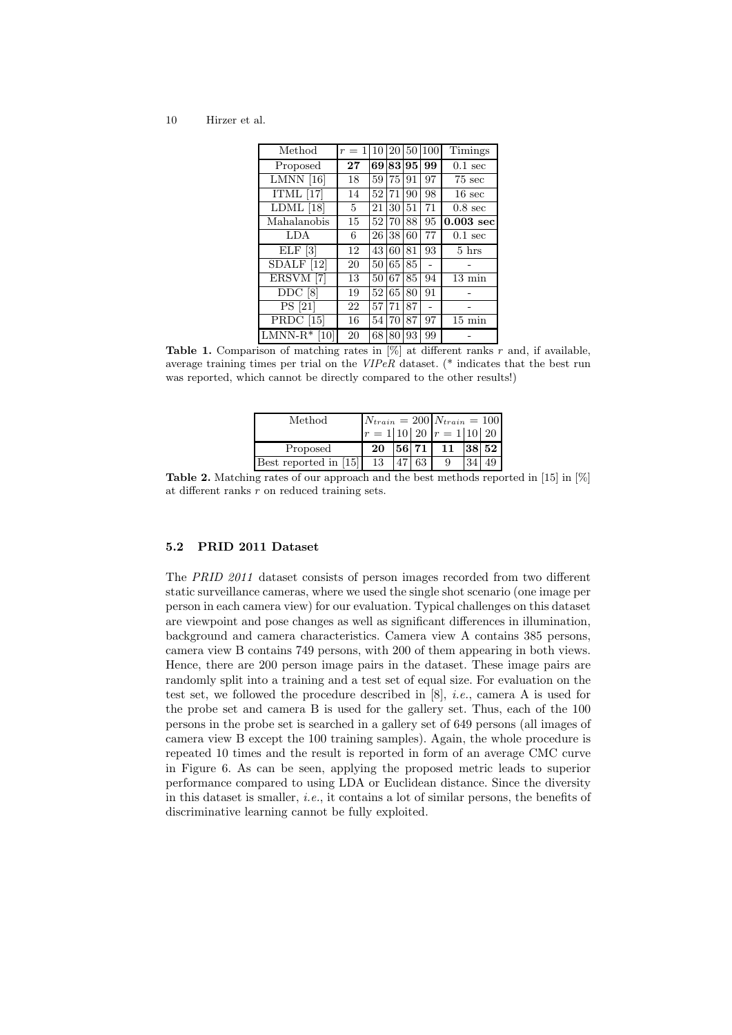| Method | $r = 1$ | 10 | 20 | 50 | 100 | Timings |
|---|---|---|---|---|---|---|
| Proposed | **27** | **69** | **83** | **95** | **99** | 0.1 sec |
| LMNN [16] | 18 | 59 | 75 | 91 | 97 | 75 sec |
| ITML [17] | 14 | 52 | 71 | 90 | 98 | 16 sec |
| LDML [18] | 5 | 21 | 30 | 51 | 71 | 0.8 sec |
| Mahalanobis | 15 | 52 | 70 | 88 | 95 | **0.003 sec** |
| LDA | 6 | 26 | 38 | 60 | 77 | 0.1 sec |
| ELF [3] | 12 | 43 | 60 | 81 | 93 | 5 hrs |
| SDALF [12] | 20 | 50 | 65 | 85 | - | - |
| ERSVM [7] | 13 | 50 | 67 | 85 | 94 | 13 min |
| DDC [8] | 19 | 52 | 65 | 80 | 91 | - |
| PS [21] | 22 | 57 | 71 | 87 | - | - |
| PRDC [15] | 16 | 54 | 70 | 87 | 97 | 15 min |
| LMNN-R* [10] | 20 | 68 | 80 | 93 | 99 | - |

**Table 1.** Comparison of matching rates in [%] at different ranks $r$ and, if available, average training times per trial on the *VIPeR* dataset. (* indicates that the best run was reported, which cannot be directly compared to the other results!)

| Method | $N_{train} = 200$ | | | $N_{train} = 100$ | | |
|---|---|---|---|---|---|---|
| | $r = 1$ | 10 | 20 | $r = 1$ | 10 | 20 |
| Proposed | **20** | **56** | **71** | **11** | **38** | **52** |
| Best reported in [15] | 13 | 47 | 63 | 9 | 34 | 49 |

**Table 2.** Matching rates of our approach and the best methods reported in [15] in [%] at different ranks $r$ on reduced training sets.

### 5.2 PRID 2011 Dataset

The *PRID 2011* dataset consists of person images recorded from two different static surveillance cameras, where we used the single shot scenario (one image per person in each camera view) for our evaluation. Typical challenges on this dataset are viewpoint and pose changes as well as significant differences in illumination, background and camera characteristics. Camera view A contains 385 persons, camera view B contains 749 persons, with 200 of them appearing in both views. Hence, there are 200 person image pairs in the dataset. These image pairs are randomly split into a training and a test set of equal size. For evaluation on the test set, we followed the procedure described in [8], *i.e.*, camera A is used for the probe set and camera B is used for the gallery set. Thus, each of the 100 persons in the probe set is searched in a gallery set of 649 persons (all images of camera view B except the 100 training samples). Again, the whole procedure is repeated 10 times and the result is reported in form of an average CMC curve in Figure 6. As can be seen, applying the proposed metric leads to superior performance compared to using LDA or Euclidean distance. Since the diversity in this dataset is smaller, *i.e.*, it contains a lot of similar persons, the benefits of discriminative learning cannot be fully exploited.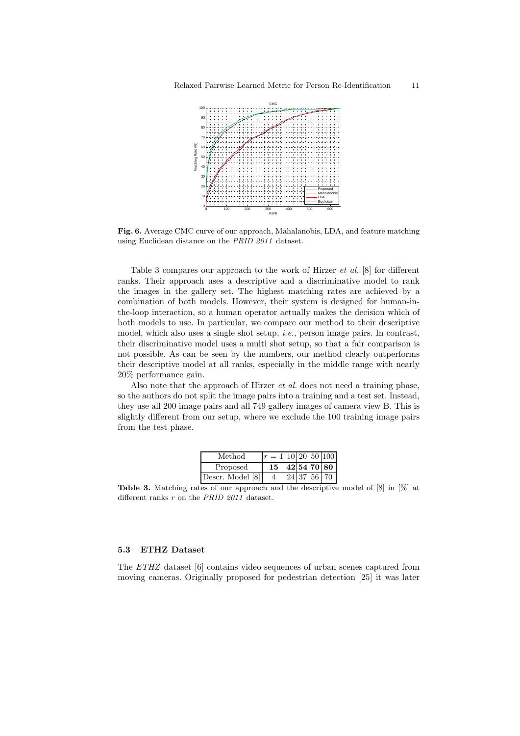**Fig. 6.** Average CMC curve of our approach, Mahalanobis, LDA, and feature matching using Euclidean distance on the *PRID 2011* dataset.

Table 3 compares our approach to the work of Hirzer *et al.* [8] for different ranks. Their approach uses a descriptive and a discriminative model to rank the images in the gallery set. The highest matching rates are achieved by a combination of both models. However, their system is designed for human-in-the-loop interaction, so a human operator actually makes the decision which of both models to use. In particular, we compare our method to their descriptive model, which also uses a single shot setup, *i.e.*, person image pairs. In contrast, their discriminative model uses a multi shot setup, so that a fair comparison is not possible. As can be seen by the numbers, our method clearly outperforms their descriptive model at all ranks, especially in the middle range with nearly 20% performance gain.

Also note that the approach of Hirzer *et al.* does not need a training phase, so the authors do not split the image pairs into a training and a test set. Instead, they use all 200 image pairs and all 749 gallery images of camera view B. This is slightly different from our setup, where we exclude the 100 training image pairs from the test phase.

| Method | $r = 1$ | 10 | 20 | 50 | 100 |
|---|---|---|---|---|---|
| Proposed | **15** | **42** | **54** | **70** | **80** |
| Descr. Model [8] | 4 | 24 | 37 | 56 | 70 |

**Table 3.** Matching rates of our approach and the descriptive model of [8] in [%] at different ranks $r$ on the *PRID 2011* dataset.

### 5.3 ETHZ Dataset

The *ETHZ* dataset [6] contains video sequences of urban scenes captured from moving cameras. Originally proposed for pedestrian detection [25] it was later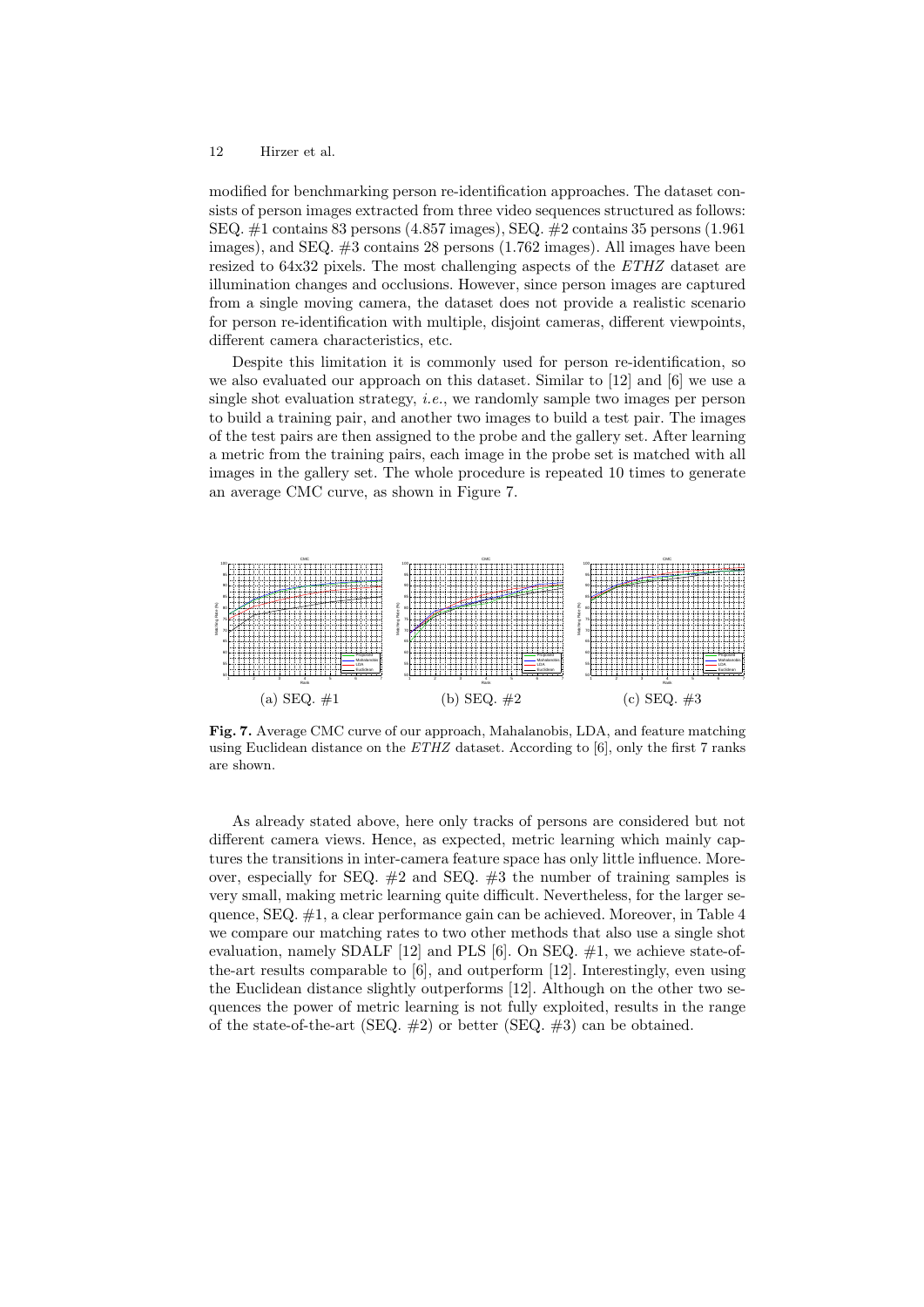modified for benchmarking person re-identification approaches. The dataset consists of person images extracted from three video sequences structured as follows: SEQ. #1 contains 83 persons (4.857 images), SEQ. #2 contains 35 persons (1.961 images), and SEQ. #3 contains 28 persons (1.762 images). All images have been resized to 64x32 pixels. The most challenging aspects of the *ETHZ* dataset are illumination changes and occlusions. However, since person images are captured from a single moving camera, the dataset does not provide a realistic scenario for person re-identification with multiple, disjoint cameras, different viewpoints, different camera characteristics, etc.

Despite this limitation it is commonly used for person re-identification, so we also evaluated our approach on this dataset. Similar to [12] and [6] we use a single shot evaluation strategy, *i.e.*, we randomly sample two images per person to build a training pair, and another two images to build a test pair. The images of the test pairs are then assigned to the probe and the gallery set. After learning a metric from the training pairs, each image in the probe set is matched with all images in the gallery set. The whole procedure is repeated 10 times to generate an average CMC curve, as shown in Figure 7.

(a) SEQ. #1 (b) SEQ. #2 (c) SEQ. #3

**Fig. 7.** Average CMC curve of our approach, Mahalanobis, LDA, and feature matching using Euclidean distance on the *ETHZ* dataset. According to [6], only the first 7 ranks are shown.

As already stated above, here only tracks of persons are considered but not different camera views. Hence, as expected, metric learning which mainly captures the transitions in inter-camera feature space has only little influence. Moreover, especially for SEQ. #2 and SEQ. #3 the number of training samples is very small, making metric learning quite difficult. Nevertheless, for the larger sequence, SEQ. #1, a clear performance gain can be achieved. Moreover, in Table 4 we compare our matching rates to two other methods that also use a single shot evaluation, namely SDALF [12] and PLS [6]. On SEQ. #1, we achieve state-of-the-art results comparable to [6], and outperform [12]. Interestingly, even using the Euclidean distance slightly outperforms [12]. Although on the other two sequences the power of metric learning is not fully exploited, results in the range of the state-of-the-art (SEQ. #2) or better (SEQ. #3) can be obtained.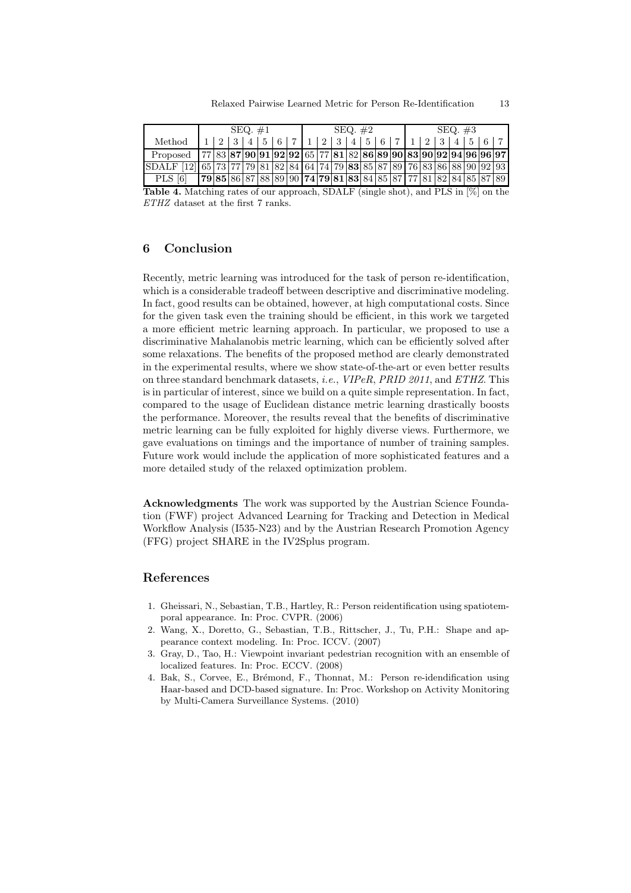| Method | SEQ. #1 | | | | | | | SEQ. #2 | | | | | | | SEQ. #3 | | | | | | |
|---|---|---|---|---|---|---|---|---|---|---|---|---|---|---|---|---|---|---|---|---|---|
| | 1 | 2 | 3 | 4 | 5 | 6 | 7 | 1 | 2 | 3 | 4 | 5 | 6 | 7 | 1 | 2 | 3 | 4 | 5 | 6 | 7 |
| Proposed | 77 | 83 | **87** | **90** | **91** | **92** | **92** | 65 | 77 | **81** | 82 | **86** | **89** | **90** | **83** | **90** | **92** | **94** | **96** | **96** | **97** |
| SDALF [12] | 65 | 73 | 77 | 79 | 81 | 82 | 84 | 64 | 74 | 79 | **83** | 85 | 87 | 89 | 76 | 83 | 86 | 88 | 90 | 92 | 93 |
| PLS [6] | **79** | **85** | 86 | 87 | 88 | 89 | 90 | **74** | **79** | **81** | **83** | 84 | 85 | 87 | 77 | 81 | 82 | 84 | 85 | 87 | 89 |

**Table 4.** Matching rates of our approach, SDALF (single shot), and PLS in [%] on the *ETHZ* dataset at the first 7 ranks.

## 6 Conclusion

Recently, metric learning was introduced for the task of person re-identification, which is a considerable tradeoff between descriptive and discriminative modeling. In fact, good results can be obtained, however, at high computational costs. Since for the given task even the training should be efficient, in this work we targeted a more efficient metric learning approach. In particular, we proposed to use a discriminative Mahalanobis metric learning, which can be efficiently solved after some relaxations. The benefits of the proposed method are clearly demonstrated in the experimental results, where we show state-of-the-art or even better results on three standard benchmark datasets, *i.e.*, *VIPeR*, *PRID 2011*, and *ETHZ*. This is in particular of interest, since we build on a quite simple representation. In fact, compared to the usage of Euclidean distance metric learning drastically boosts the performance. Moreover, the results reveal that the benefits of discriminative metric learning can be fully exploited for highly diverse views. Furthermore, we gave evaluations on timings and the importance of number of training samples. Future work would include the application of more sophisticated features and a more detailed study of the relaxed optimization problem.

**Acknowledgments** The work was supported by the Austrian Science Foundation (FWF) project Advanced Learning for Tracking and Detection in Medical Workflow Analysis (I535-N23) and by the Austrian Research Promotion Agency (FFG) project SHARE in the IV2Splus program.

## References

1. Gheissari, N., Sebastian, T.B., Hartley, R.: Person reidentification using spatiotemporal appearance. In: Proc. CVPR. (2006)
2. Wang, X., Doretto, G., Sebastian, T.B., Rittscher, J., Tu, P.H.: Shape and appearance context modeling. In: Proc. ICCV. (2007)
3. Gray, D., Tao, H.: Viewpoint invariant pedestrian recognition with an ensemble of localized features. In: Proc. ECCV. (2008)
4. Bak, S., Corvee, E., Brémond, F., Thonnat, M.: Person re-idendification using Haar-based and DCD-based signature. In: Proc. Workshop on Activity Monitoring by Multi-Camera Surveillance Systems. (2010)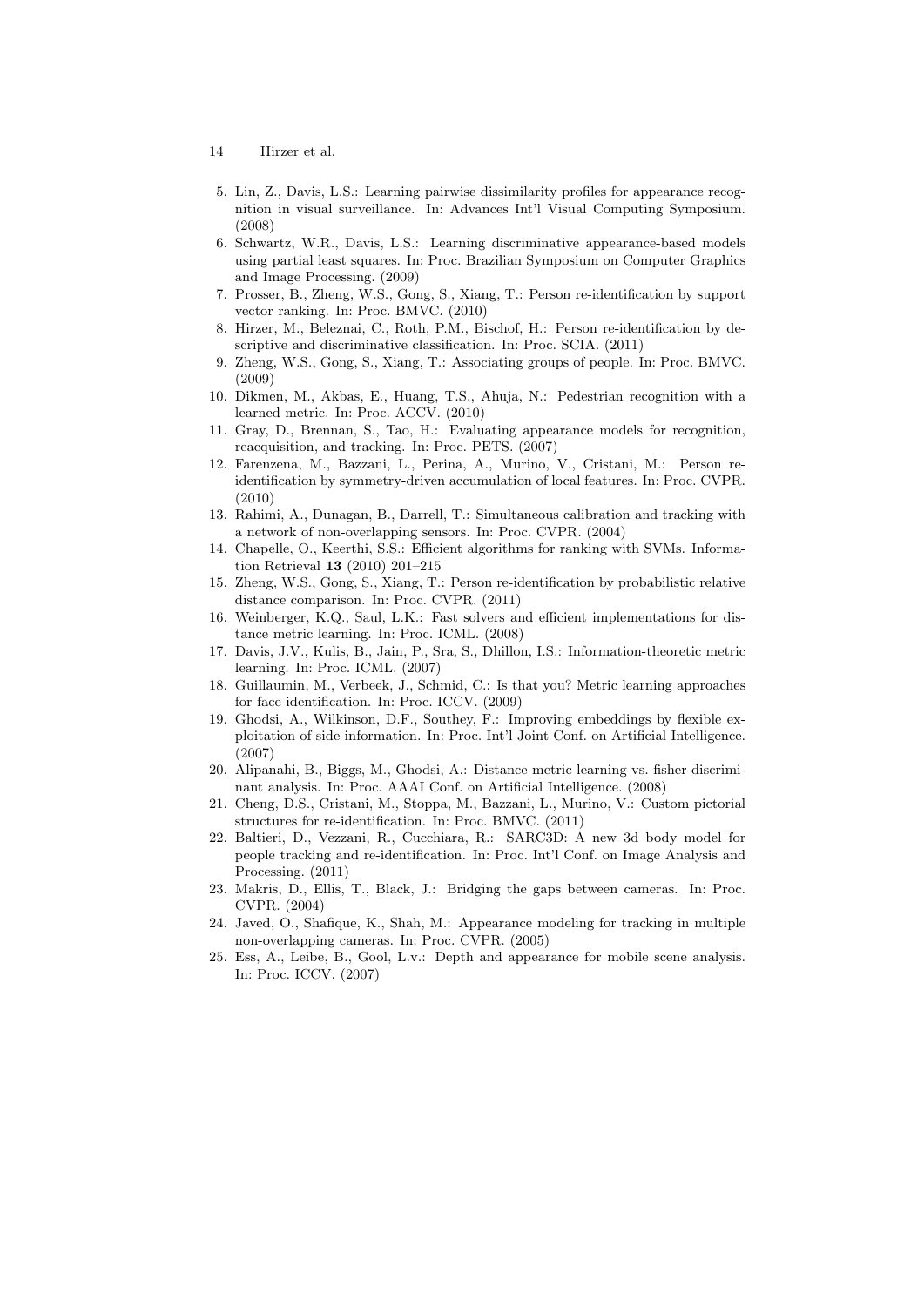5. Lin, Z., Davis, L.S.: Learning pairwise dissimilarity profiles for appearance recognition in visual surveillance. In: Advances Int'l Visual Computing Symposium. (2008)
6. Schwartz, W.R., Davis, L.S.: Learning discriminative appearance-based models using partial least squares. In: Proc. Brazilian Symposium on Computer Graphics and Image Processing. (2009)
7. Prosser, B., Zheng, W.S., Gong, S., Xiang, T.: Person re-identification by support vector ranking. In: Proc. BMVC. (2010)
8. Hirzer, M., Beleznai, C., Roth, P.M., Bischof, H.: Person re-identification by descriptive and discriminative classification. In: Proc. SCIA. (2011)
9. Zheng, W.S., Gong, S., Xiang, T.: Associating groups of people. In: Proc. BMVC. (2009)
10. Dikmen, M., Akbas, E., Huang, T.S., Ahuja, N.: Pedestrian recognition with a learned metric. In: Proc. ACCV. (2010)
11. Gray, D., Brennan, S., Tao, H.: Evaluating appearance models for recognition, reacquisition, and tracking. In: Proc. PETS. (2007)
12. Farenzena, M., Bazzani, L., Perina, A., Murino, V., Cristani, M.: Person re-identification by symmetry-driven accumulation of local features. In: Proc. CVPR. (2010)
13. Rahimi, A., Dunagan, B., Darrell, T.: Simultaneous calibration and tracking with a network of non-overlapping sensors. In: Proc. CVPR. (2004)
14. Chapelle, O., Keerthi, S.S.: Efficient algorithms for ranking with SVMs. Information Retrieval **13** (2010) 201–215
15. Zheng, W.S., Gong, S., Xiang, T.: Person re-identification by probabilistic relative distance comparison. In: Proc. CVPR. (2011)
16. Weinberger, K.Q., Saul, L.K.: Fast solvers and efficient implementations for distance metric learning. In: Proc. ICML. (2008)
17. Davis, J.V., Kulis, B., Jain, P., Sra, S., Dhillon, I.S.: Information-theoretic metric learning. In: Proc. ICML. (2007)
18. Guillaumin, M., Verbeek, J., Schmid, C.: Is that you? Metric learning approaches for face identification. In: Proc. ICCV. (2009)
19. Ghodsi, A., Wilkinson, D.F., Southey, F.: Improving embeddings by flexible exploitation of side information. In: Proc. Int'l Joint Conf. on Artificial Intelligence. (2007)
20. Alipanahi, B., Biggs, M., Ghodsi, A.: Distance metric learning vs. fisher discriminant analysis. In: Proc. AAAI Conf. on Artificial Intelligence. (2008)
21. Cheng, D.S., Cristani, M., Stoppa, M., Bazzani, L., Murino, V.: Custom pictorial structures for re-identification. In: Proc. BMVC. (2011)
22. Baltieri, D., Vezzani, R., Cucchiara, R.: SARC3D: A new 3d body model for people tracking and re-identification. In: Proc. Int'l Conf. on Image Analysis and Processing. (2011)
23. Makris, D., Ellis, T., Black, J.: Bridging the gaps between cameras. In: Proc. CVPR. (2004)
24. Javed, O., Shafique, K., Shah, M.: Appearance modeling for tracking in multiple non-overlapping cameras. In: Proc. CVPR. (2005)
25. Ess, A., Leibe, B., Gool, L.v.: Depth and appearance for mobile scene analysis. In: Proc. ICCV. (2007)